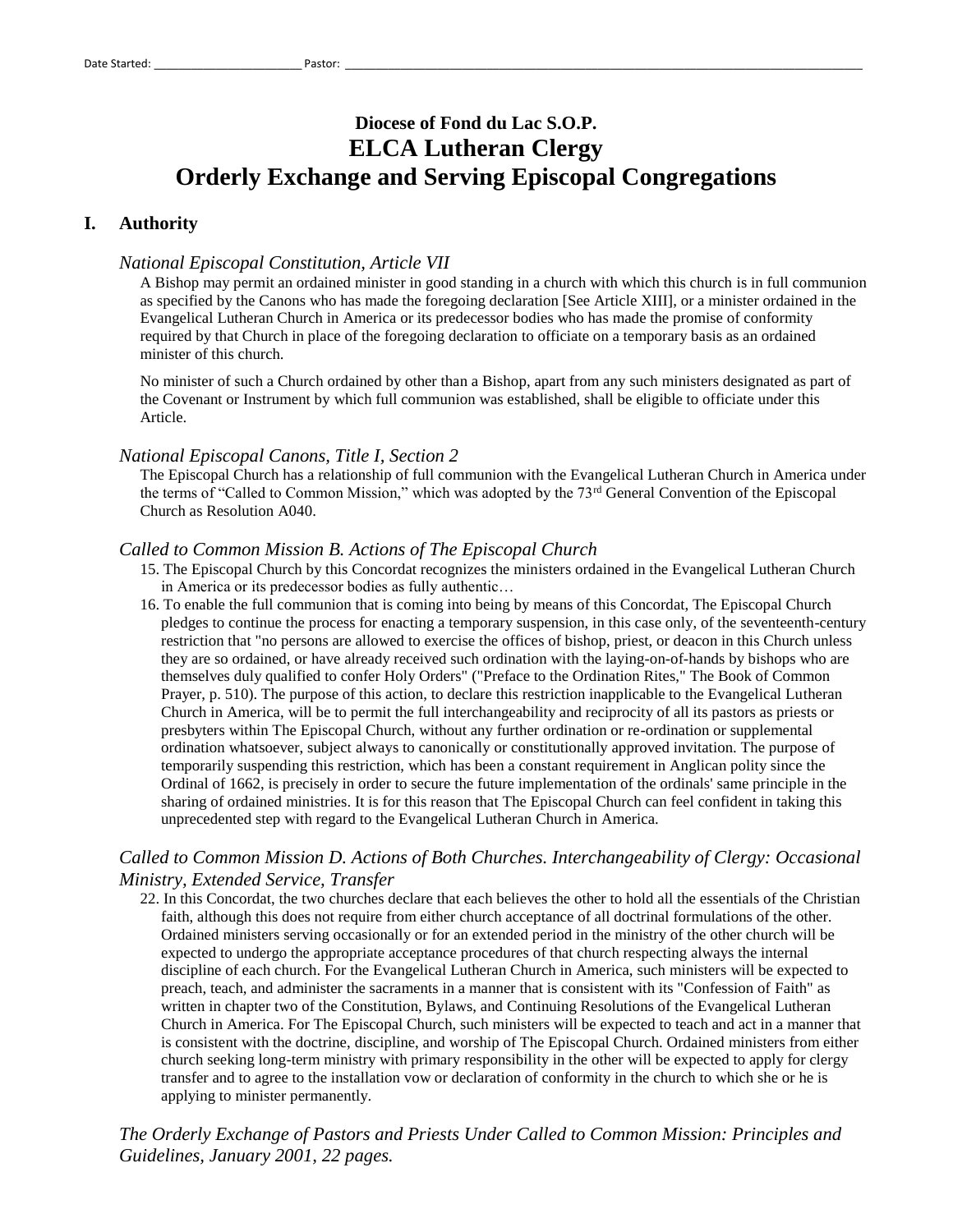Date Started: ______________________ Pastor: ______________________________________________________________________________

# Diocese of Fond du Lac S.O.P.
# ELCA Lutheran Clergy
# Orderly Exchange and Serving Episcopal Congregations

## I. Authority

### *National Episcopal Constitution, Article VII*

A Bishop may permit an ordained minister in good standing in a church with which this church is in full communion as specified by the Canons who has made the foregoing declaration [See Article XIII], or a minister ordained in the Evangelical Lutheran Church in America or its predecessor bodies who has made the promise of conformity required by that Church in place of the foregoing declaration to officiate on a temporary basis as an ordained minister of this church.

No minister of such a Church ordained by other than a Bishop, apart from any such ministers designated as part of the Covenant or Instrument by which full communion was established, shall be eligible to officiate under this Article.

### *National Episcopal Canons, Title I, Section 2*

The Episcopal Church has a relationship of full communion with the Evangelical Lutheran Church in America under the terms of "Called to Common Mission," which was adopted by the 73rd General Convention of the Episcopal Church as Resolution A040.

### *Called to Common Mission B. Actions of The Episcopal Church*

15. The Episcopal Church by this Concordat recognizes the ministers ordained in the Evangelical Lutheran Church in America or its predecessor bodies as fully authentic…
16. To enable the full communion that is coming into being by means of this Concordat, The Episcopal Church pledges to continue the process for enacting a temporary suspension, in this case only, of the seventeenth-century restriction that "no persons are allowed to exercise the offices of bishop, priest, or deacon in this Church unless they are so ordained, or have already received such ordination with the laying-on-of-hands by bishops who are themselves duly qualified to confer Holy Orders" ("Preface to the Ordination Rites," The Book of Common Prayer, p. 510). The purpose of this action, to declare this restriction inapplicable to the Evangelical Lutheran Church in America, will be to permit the full interchangeability and reciprocity of all its pastors as priests or presbyters within The Episcopal Church, without any further ordination or re-ordination or supplemental ordination whatsoever, subject always to canonically or constitutionally approved invitation. The purpose of temporarily suspending this restriction, which has been a constant requirement in Anglican polity since the Ordinal of 1662, is precisely in order to secure the future implementation of the ordinals' same principle in the sharing of ordained ministries. It is for this reason that The Episcopal Church can feel confident in taking this unprecedented step with regard to the Evangelical Lutheran Church in America.

### *Called to Common Mission D. Actions of Both Churches. Interchangeability of Clergy: Occasional Ministry, Extended Service, Transfer*

22. In this Concordat, the two churches declare that each believes the other to hold all the essentials of the Christian faith, although this does not require from either church acceptance of all doctrinal formulations of the other. Ordained ministers serving occasionally or for an extended period in the ministry of the other church will be expected to undergo the appropriate acceptance procedures of that church respecting always the internal discipline of each church. For the Evangelical Lutheran Church in America, such ministers will be expected to preach, teach, and administer the sacraments in a manner that is consistent with its "Confession of Faith" as written in chapter two of the Constitution, Bylaws, and Continuing Resolutions of the Evangelical Lutheran Church in America. For The Episcopal Church, such ministers will be expected to teach and act in a manner that is consistent with the doctrine, discipline, and worship of The Episcopal Church. Ordained ministers from either church seeking long-term ministry with primary responsibility in the other will be expected to apply for clergy transfer and to agree to the installation vow or declaration of conformity in the church to which she or he is applying to minister permanently.

### *The Orderly Exchange of Pastors and Priests Under Called to Common Mission: Principles and Guidelines, January 2001, 22 pages.*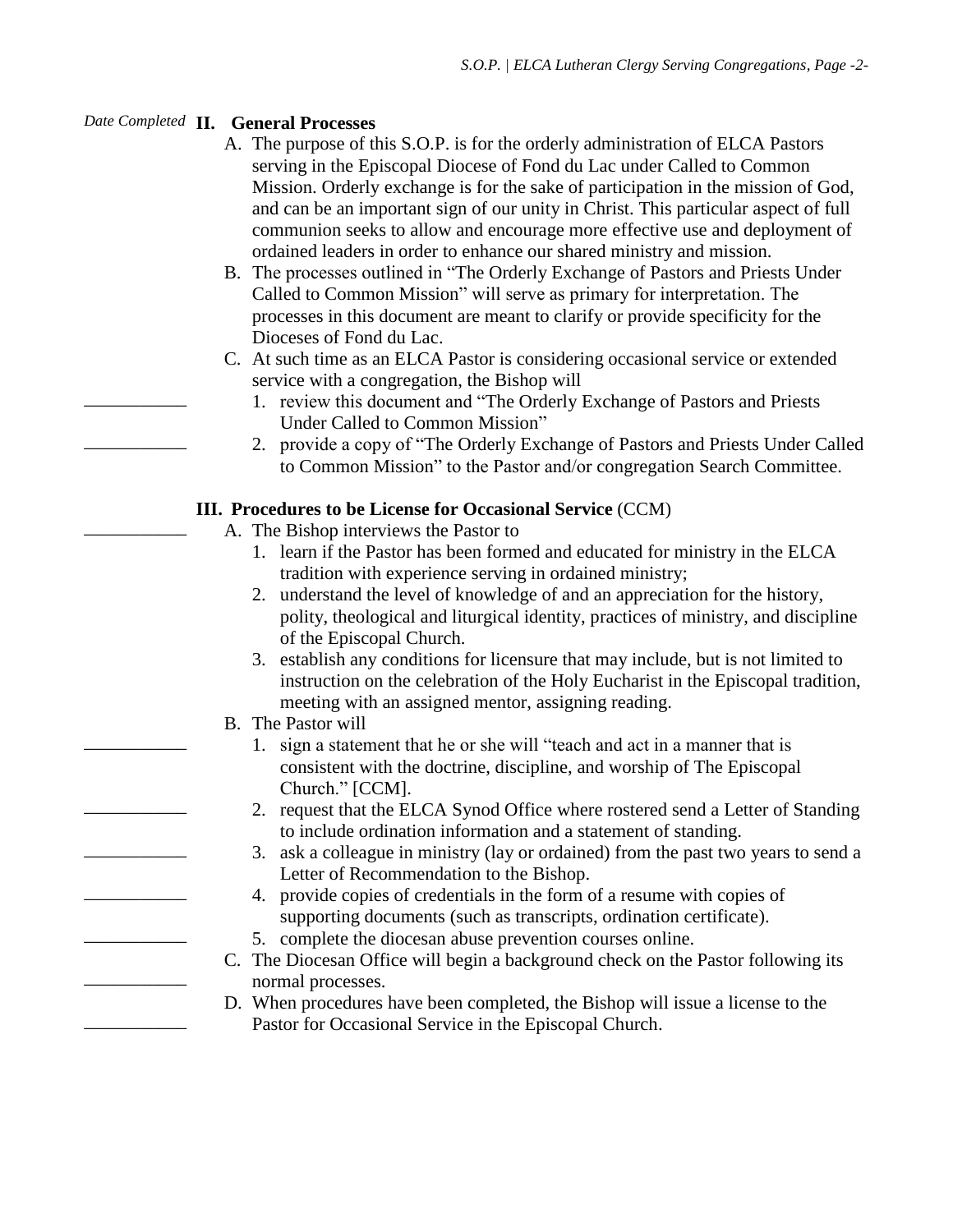*Date Completed*

## II. General Processes

A. The purpose of this S.O.P. is for the orderly administration of ELCA Pastors serving in the Episcopal Diocese of Fond du Lac under Called to Common Mission. Orderly exchange is for the sake of participation in the mission of God, and can be an important sign of our unity in Christ. This particular aspect of full communion seeks to allow and encourage more effective use and deployment of ordained leaders in order to enhance our shared ministry and mission.

B. The processes outlined in "The Orderly Exchange of Pastors and Priests Under Called to Common Mission" will serve as primary for interpretation. The processes in this document are meant to clarify or provide specificity for the Dioceses of Fond du Lac.

C. At such time as an ELCA Pastor is considering occasional service or extended service with a congregation, the Bishop will

___________ 1. review this document and "The Orderly Exchange of Pastors and Priests Under Called to Common Mission"

___________ 2. provide a copy of "The Orderly Exchange of Pastors and Priests Under Called to Common Mission" to the Pastor and/or congregation Search Committee.

## III. Procedures to be License for Occasional Service (CCM)

___________ A. The Bishop interviews the Pastor to

1. learn if the Pastor has been formed and educated for ministry in the ELCA tradition with experience serving in ordained ministry;
2. understand the level of knowledge of and an appreciation for the history, polity, theological and liturgical identity, practices of ministry, and discipline of the Episcopal Church.
3. establish any conditions for licensure that may include, but is not limited to instruction on the celebration of the Holy Eucharist in the Episcopal tradition, meeting with an assigned mentor, assigning reading.

B. The Pastor will

___________ 1. sign a statement that he or she will "teach and act in a manner that is consistent with the doctrine, discipline, and worship of The Episcopal Church." [CCM].

___________ 2. request that the ELCA Synod Office where rostered send a Letter of Standing to include ordination information and a statement of standing.

___________ 3. ask a colleague in ministry (lay or ordained) from the past two years to send a Letter of Recommendation to the Bishop.

___________ 4. provide copies of credentials in the form of a resume with copies of supporting documents (such as transcripts, ordination certificate).

___________ 5. complete the diocesan abuse prevention courses online.

___________ C. The Diocesan Office will begin a background check on the Pastor following its normal processes.

___________ D. When procedures have been completed, the Bishop will issue a license to the Pastor for Occasional Service in the Episcopal Church.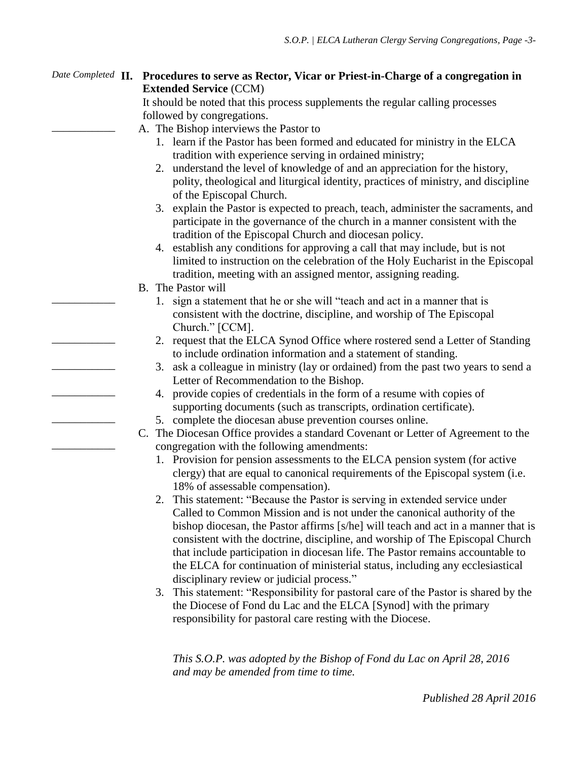*Date Completed*

## II. Procedures to serve as Rector, Vicar or Priest-in-Charge of a congregation in Extended Service (CCM)

It should be noted that this process supplements the regular calling processes followed by congregations.

___________ A. The Bishop interviews the Pastor to

1. learn if the Pastor has been formed and educated for ministry in the ELCA tradition with experience serving in ordained ministry;
2. understand the level of knowledge of and an appreciation for the history, polity, theological and liturgical identity, practices of ministry, and discipline of the Episcopal Church.
3. explain the Pastor is expected to preach, teach, administer the sacraments, and participate in the governance of the church in a manner consistent with the tradition of the Episcopal Church and diocesan policy.
4. establish any conditions for approving a call that may include, but is not limited to instruction on the celebration of the Holy Eucharist in the Episcopal tradition, meeting with an assigned mentor, assigning reading.

B. The Pastor will

___________ 1. sign a statement that he or she will "teach and act in a manner that is consistent with the doctrine, discipline, and worship of The Episcopal Church." [CCM].

___________ 2. request that the ELCA Synod Office where rostered send a Letter of Standing to include ordination information and a statement of standing.

___________ 3. ask a colleague in ministry (lay or ordained) from the past two years to send a Letter of Recommendation to the Bishop.

___________ 4. provide copies of credentials in the form of a resume with copies of supporting documents (such as transcripts, ordination certificate).

___________ 5. complete the diocesan abuse prevention courses online.

___________ C. The Diocesan Office provides a standard Covenant or Letter of Agreement to the congregation with the following amendments:

1. Provision for pension assessments to the ELCA pension system (for active clergy) that are equal to canonical requirements of the Episcopal system (i.e. 18% of assessable compensation).
2. This statement: "Because the Pastor is serving in extended service under Called to Common Mission and is not under the canonical authority of the bishop diocesan, the Pastor affirms [s/he] will teach and act in a manner that is consistent with the doctrine, discipline, and worship of The Episcopal Church that include participation in diocesan life. The Pastor remains accountable to the ELCA for continuation of ministerial status, including any ecclesiastical disciplinary review or judicial process."
3. This statement: "Responsibility for pastoral care of the Pastor is shared by the the Diocese of Fond du Lac and the ELCA [Synod] with the primary responsibility for pastoral care resting with the Diocese.

*This S.O.P. was adopted by the Bishop of Fond du Lac on April 28, 2016 and may be amended from time to time.*

*Published 28 April 2016*